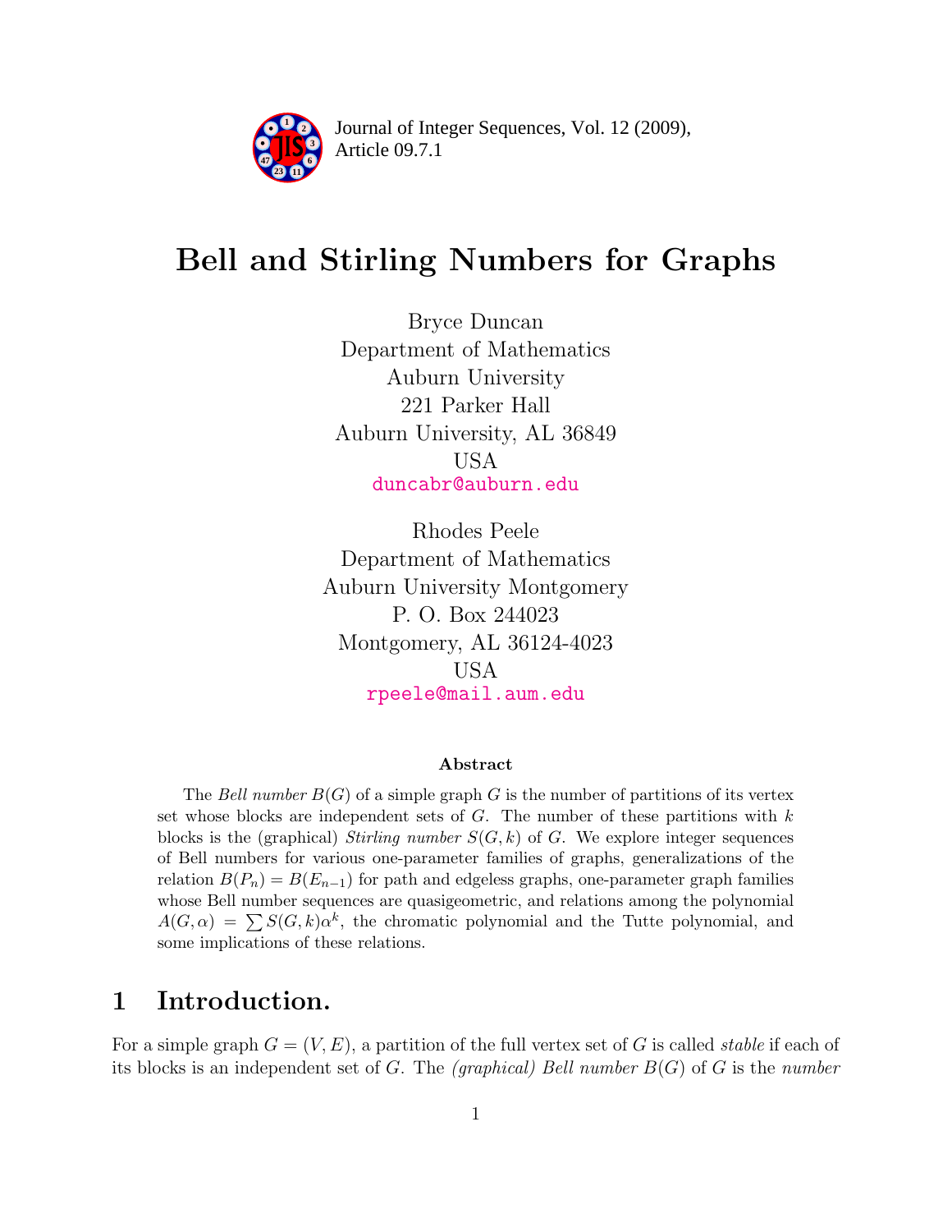Journal of Integer Sequences, Vol. 12 (2009), Article 09.7.1

# Bell and Stirling Numbers for Graphs

Bryce Duncan
Department of Mathematics
Auburn University
221 Parker Hall
Auburn University, AL 36849
USA
duncabr@auburn.edu

Rhodes Peele
Department of Mathematics
Auburn University Montgomery
P. O. Box 244023
Montgomery, AL 36124-4023
USA
rpeele@mail.aum.edu

### Abstract

The *Bell number* $B(G)$ of a simple graph $G$ is the number of partitions of its vertex set whose blocks are independent sets of $G$. The number of these partitions with $k$ blocks is the (graphical) *Stirling number* $S(G,k)$ of $G$. We explore integer sequences of Bell numbers for various one-parameter families of graphs, generalizations of the relation $B(P_n) = B(E_{n-1})$ for path and edgeless graphs, one-parameter graph families whose Bell number sequences are quasigeometric, and relations among the polynomial $A(G,\alpha) = \sum S(G,k)\alpha^k$, the chromatic polynomial and the Tutte polynomial, and some implications of these relations.

## 1 Introduction.

For a simple graph $G = (V, E)$, a partition of the full vertex set of $G$ is called *stable* if each of its blocks is an independent set of $G$. The *(graphical) Bell number* $B(G)$ of $G$ is the *number*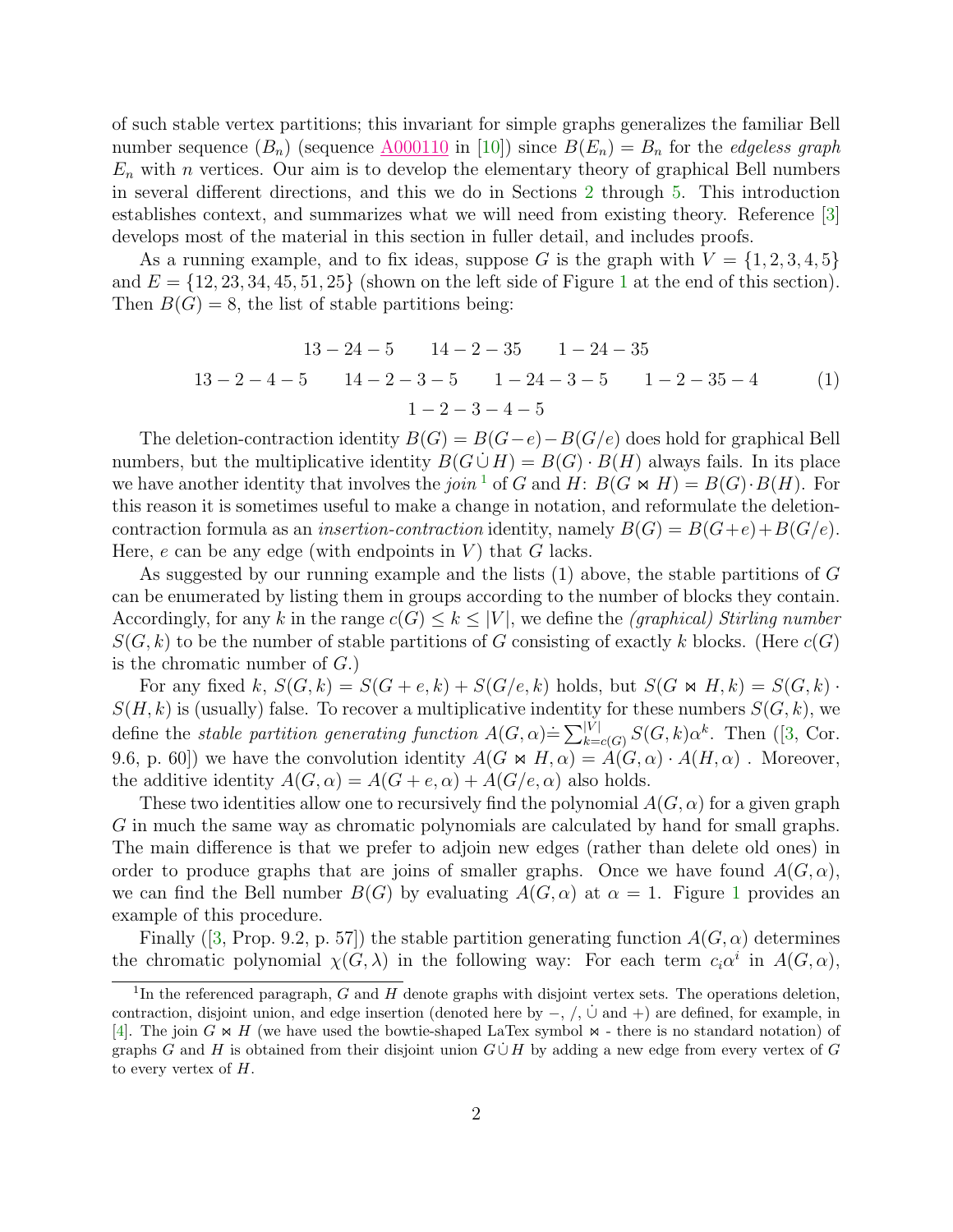of such stable vertex partitions; this invariant for simple graphs generalizes the familiar Bell number sequence $(B_n)$ (sequence A000110 in [10]) since $B(E_n) = B_n$ for the *edgeless graph* $E_n$ with $n$ vertices. Our aim is to develop the elementary theory of graphical Bell numbers in several different directions, and this we do in Sections 2 through 5. This introduction establishes context, and summarizes what we will need from existing theory. Reference [3] develops most of the material in this section in fuller detail, and includes proofs.

As a running example, and to fix ideas, suppose $G$ is the graph with $V = \{1, 2, 3, 4, 5\}$ and $E = \{12, 23, 34, 45, 51, 25\}$ (shown on the left side of Figure 1 at the end of this section). Then $B(G) = 8$, the list of stable partitions being:

$$
\begin{array}{c}
13-24-5 \qquad 14-2-35 \qquad 1-24-35 \\
13-2-4-5 \qquad 14-2-3-5 \qquad 1-24-3-5 \qquad 1-2-35-4 \\
1-2-3-4-5
\end{array}
\tag{1}
$$

The deletion-contraction identity $B(G) = B(G-e) - B(G/e)$ does hold for graphical Bell numbers, but the multiplicative identity $B(G \dot{\cup} H) = B(G) \cdot B(H)$ always fails. In its place we have another identity that involves the *join* [1] of $G$ and $H$: $B(G \bowtie H) = B(G) \cdot B(H)$. For this reason it is sometimes useful to make a change in notation, and reformulate the deletion-contraction formula as an *insertion-contraction* identity, namely $B(G) = B(G+e) + B(G/e)$. Here, $e$ can be any edge (with endpoints in $V$) that $G$ lacks.

As suggested by our running example and the lists (1) above, the stable partitions of $G$ can be enumerated by listing them in groups according to the number of blocks they contain. Accordingly, for any $k$ in the range $c(G) \leq k \leq |V|$, we define the *(graphical) Stirling number* $S(G, k)$ to be the number of stable partitions of $G$ consisting of exactly $k$ blocks. (Here $c(G)$ is the chromatic number of $G$.)

For any fixed $k$, $S(G, k) = S(G + e, k) + S(G/e, k)$ holds, but $S(G \bowtie H, k) = S(G, k) \cdot S(H, k)$ is (usually) false. To recover a multiplicative indentity for these numbers $S(G, k)$, we define the *stable partition generating function* $A(G, \alpha) \doteq \sum_{k=c(G)}^{|V|} S(G, k)\alpha^k$. Then ([3, Cor. 9.6, p. 60]) we have the convolution identity $A(G \bowtie H, \alpha) = A(G, \alpha) \cdot A(H, \alpha)$ . Moreover, the additive identity $A(G, \alpha) = A(G + e, \alpha) + A(G/e, \alpha)$ also holds.

These two identities allow one to recursively find the polynomial $A(G, \alpha)$ for a given graph $G$ in much the same way as chromatic polynomials are calculated by hand for small graphs. The main difference is that we prefer to adjoin new edges (rather than delete old ones) in order to produce graphs that are joins of smaller graphs. Once we have found $A(G, \alpha)$, we can find the Bell number $B(G)$ by evaluating $A(G, \alpha)$ at $\alpha = 1$. Figure 1 provides an example of this procedure.

Finally ([3, Prop. 9.2, p. 57]) the stable partition generating function $A(G, \alpha)$ determines the chromatic polynomial $\chi(G, \lambda)$ in the following way: For each term $c_i\alpha^i$ in $A(G, \alpha)$,

[1] In the referenced paragraph, $G$ and $H$ denote graphs with disjoint vertex sets. The operations deletion, contraction, disjoint union, and edge insertion (denoted here by $-$, $/$, $\dot{\cup}$ and $+$) are defined, for example, in [4]. The join $G \bowtie H$ (we have used the bowtie-shaped LaTex symbol $\bowtie$ - there is no standard notation) of graphs $G$ and $H$ is obtained from their disjoint union $G \dot{\cup} H$ by adding a new edge from every vertex of $G$ to every vertex of $H$.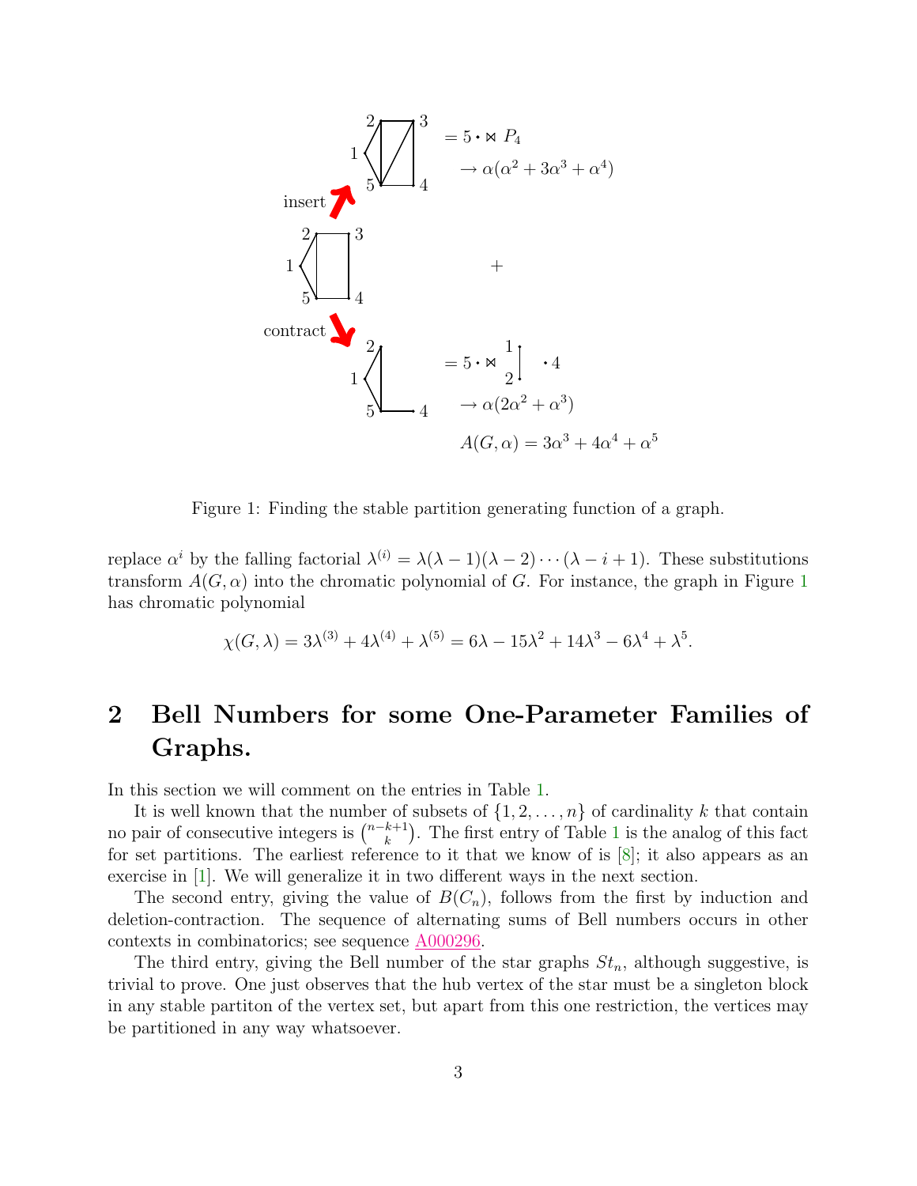$= 5 \cdot \bowtie P_4$

$\to \alpha(\alpha^2 + 3\alpha^3 + \alpha^4)$

insert

$+$

contract

$= 5 \cdot \bowtie$ 1–2 $\cdot 4$

$\to \alpha(2\alpha^2 + \alpha^3)$

$A(G, \alpha) = 3\alpha^3 + 4\alpha^4 + \alpha^5$

Figure 1: Finding the stable partition generating function of a graph.

replace $\alpha^i$ by the falling factorial $\lambda^{(i)} = \lambda(\lambda-1)(\lambda-2)\cdots(\lambda-i+1)$. These substitutions transform $A(G, \alpha)$ into the chromatic polynomial of $G$. For instance, the graph in Figure 1 has chromatic polynomial

$$\chi(G, \lambda) = 3\lambda^{(3)} + 4\lambda^{(4)} + \lambda^{(5)} = 6\lambda - 15\lambda^2 + 14\lambda^3 - 6\lambda^4 + \lambda^5.$$

## 2 Bell Numbers for some One-Parameter Families of Graphs.

In this section we will comment on the entries in Table 1.

It is well known that the number of subsets of $\{1, 2, \ldots, n\}$ of cardinality $k$ that contain no pair of consecutive integers is $\binom{n-k+1}{k}$. The first entry of Table 1 is the analog of this fact for set partitions. The earliest reference to it that we know of is [8]; it also appears as an exercise in [1]. We will generalize it in two different ways in the next section.

The second entry, giving the value of $B(C_n)$, follows from the first by induction and deletion-contraction. The sequence of alternating sums of Bell numbers occurs in other contexts in combinatorics; see sequence A000296.

The third entry, giving the Bell number of the star graphs $St_n$, although suggestive, is trivial to prove. One just observes that the hub vertex of the star must be a singleton block in any stable partiton of the vertex set, but apart from this one restriction, the vertices may be partitioned in any way whatsoever.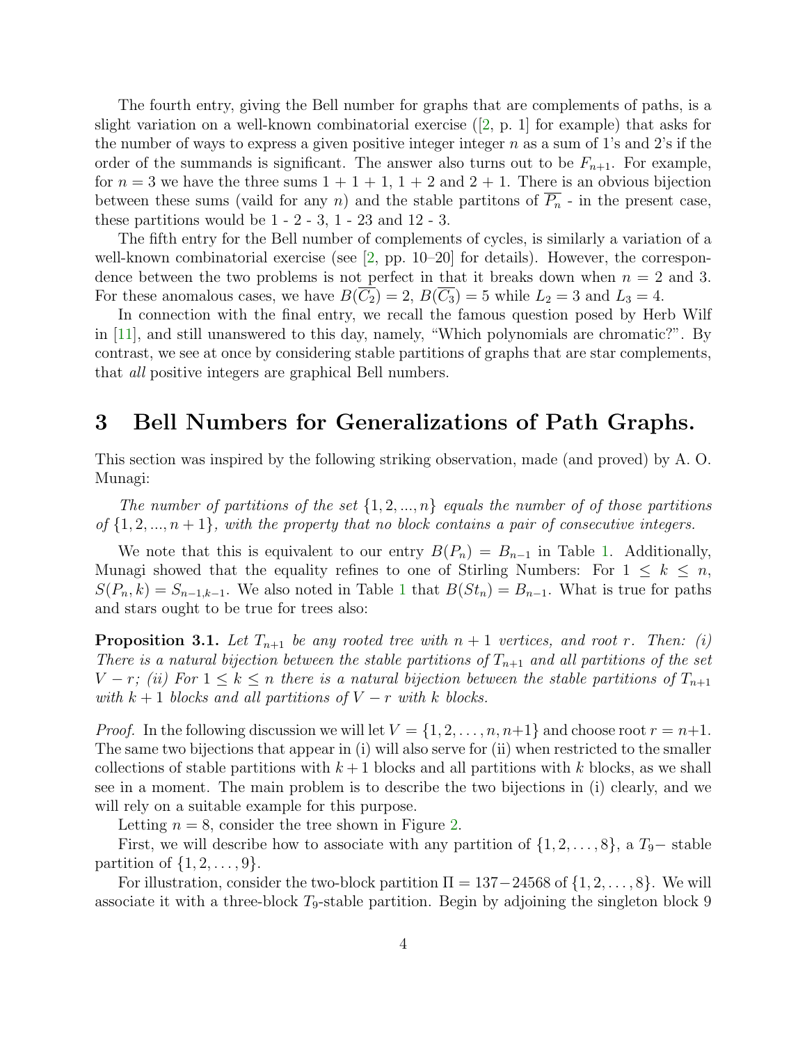The fourth entry, giving the Bell number for graphs that are complements of paths, is a slight variation on a well-known combinatorial exercise ([2, p. 1] for example) that asks for the number of ways to express a given positive integer integer $n$ as a sum of 1's and 2's if the order of the summands is significant. The answer also turns out to be $F_{n+1}$. For example, for $n = 3$ we have the three sums $1+1+1$, $1+2$ and $2+1$. There is an obvious bijection between these sums (vaild for any $n$) and the stable partitons of $\overline{P_n}$ - in the present case, these partitions would be 1 - 2 - 3, 1 - 23 and 12 - 3.

The fifth entry for the Bell number of complements of cycles, is similarly a variation of a well-known combinatorial exercise (see [2, pp. 10–20] for details). However, the correspondence between the two problems is not perfect in that it breaks down when $n = 2$ and 3. For these anomalous cases, we have $B(\overline{C_2}) = 2$, $B(\overline{C_3}) = 5$ while $L_2 = 3$ and $L_3 = 4$.

In connection with the final entry, we recall the famous question posed by Herb Wilf in [11], and still unanswered to this day, namely, "Which polynomials are chromatic?". By contrast, we see at once by considering stable partitions of graphs that are star complements, that *all* positive integers are graphical Bell numbers.

## 3 Bell Numbers for Generalizations of Path Graphs.

This section was inspired by the following striking observation, made (and proved) by A. O. Munagi:

*The number of partitions of the set $\{1, 2, ..., n\}$ equals the number of of those partitions of $\{1, 2, ..., n+1\}$, with the property that no block contains a pair of consecutive integers.*

We note that this is equivalent to our entry $B(P_n) = B_{n-1}$ in Table 1. Additionally, Munagi showed that the equality refines to one of Stirling Numbers: For $1 \leq k \leq n$, $S(P_n, k) = S_{n-1,k-1}$. We also noted in Table 1 that $B(St_n) = B_{n-1}$. What is true for paths and stars ought to be true for trees also:

**Proposition 3.1.** *Let $T_{n+1}$ be any rooted tree with $n+1$ vertices, and root $r$. Then: (i) There is a natural bijection between the stable partitions of $T_{n+1}$ and all partitions of the set $V - r$; (ii) For $1 \leq k \leq n$ there is a natural bijection between the stable partitions of $T_{n+1}$ with $k+1$ blocks and all partitions of $V - r$ with $k$ blocks.*

*Proof.* In the following discussion we will let $V = \{1, 2, \ldots, n, n+1\}$ and choose root $r = n+1$. The same two bijections that appear in (i) will also serve for (ii) when restricted to the smaller collections of stable partitions with $k+1$ blocks and all partitions with $k$ blocks, as we shall see in a moment. The main problem is to describe the two bijections in (i) clearly, and we will rely on a suitable example for this purpose.

Letting $n = 8$, consider the tree shown in Figure 2.

First, we will describe how to associate with any partition of $\{1, 2, \ldots, 8\}$, a $T_9-$ stable partition of $\{1, 2, \ldots, 9\}$.

For illustration, consider the two-block partition $\Pi = 137-24568$ of $\{1, 2, \ldots, 8\}$. We will associate it with a three-block $T_9$-stable partition. Begin by adjoining the singleton block 9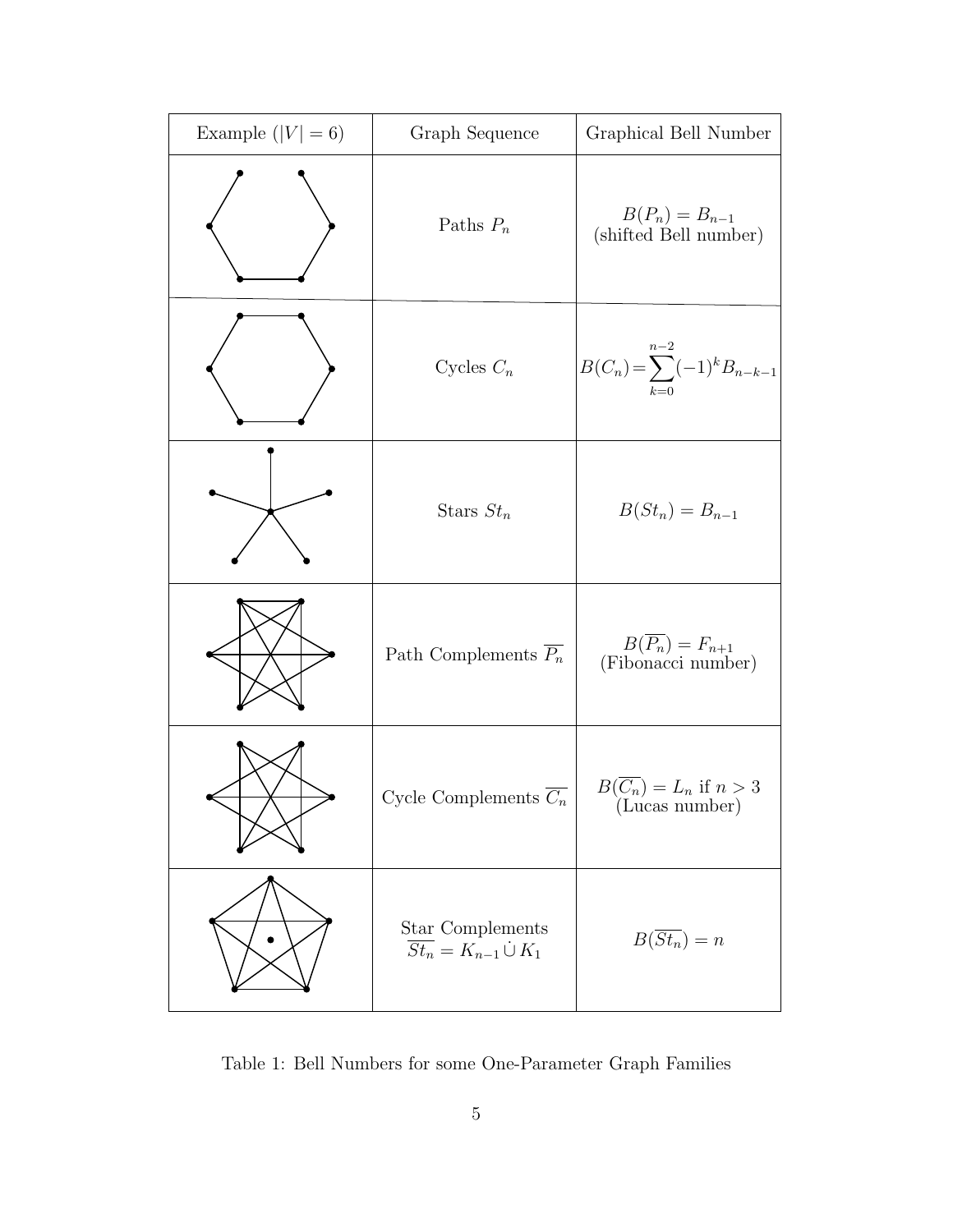| Example ($\|V\| = 6$) | Graph Sequence | Graphical Bell Number |
|---|---|---|
| | Paths $P_n$ | $B(P_n) = B_{n-1}$ (shifted Bell number) |
| | Cycles $C_n$ | $B(C_n) = \sum_{k=0}^{n-2} (-1)^k B_{n-k-1}$ |
| | Stars $St_n$ | $B(St_n) = B_{n-1}$ |
| | Path Complements $\overline{P_n}$ | $B(\overline{P_n}) = F_{n+1}$ (Fibonacci number) |
| | Cycle Complements $\overline{C_n}$ | $B(\overline{C_n}) = L_n$ if $n > 3$ (Lucas number) |
| | Star Complements $\overline{St_n} = K_{n-1} \dot{\cup} K_1$ | $B(\overline{St_n}) = n$ |

Table 1: Bell Numbers for some One-Parameter Graph Families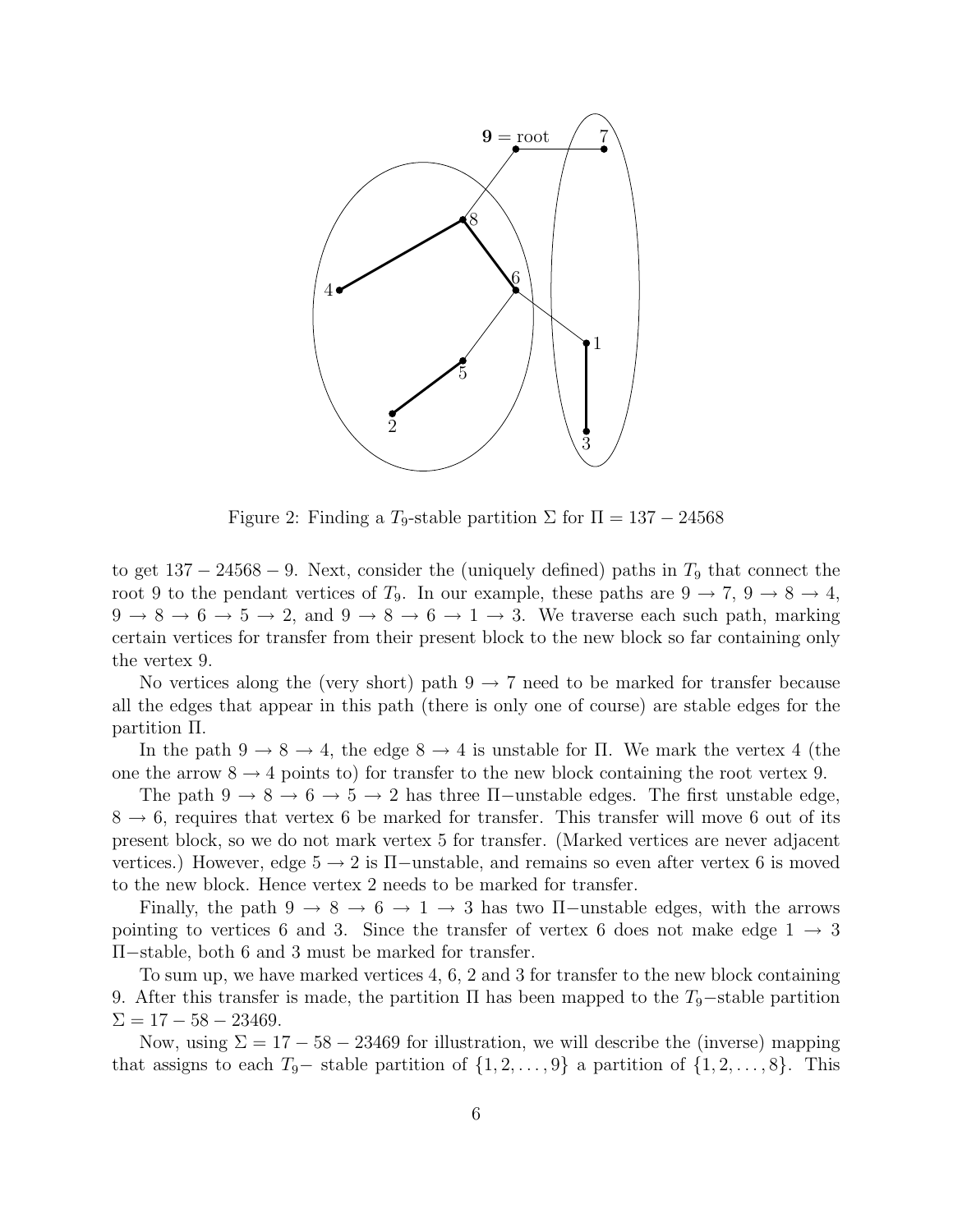Figure 2: Finding a $T_9$-stable partition $\Sigma$ for $\Pi = 137 - 24568$

to get $137 - 24568 - 9$. Next, consider the (uniquely defined) paths in $T_9$ that connect the root 9 to the pendant vertices of $T_9$. In our example, these paths are $9 \to 7$, $9 \to 8 \to 4$, $9 \to 8 \to 6 \to 5 \to 2$, and $9 \to 8 \to 6 \to 1 \to 3$. We traverse each such path, marking certain vertices for transfer from their present block to the new block so far containing only the vertex 9.

No vertices along the (very short) path $9 \to 7$ need to be marked for transfer because all the edges that appear in this path (there is only one of course) are stable edges for the partition $\Pi$.

In the path $9 \to 8 \to 4$, the edge $8 \to 4$ is unstable for $\Pi$. We mark the vertex 4 (the one the arrow $8 \to 4$ points to) for transfer to the new block containing the root vertex 9.

The path $9 \to 8 \to 6 \to 5 \to 2$ has three $\Pi-$unstable edges. The first unstable edge, $8 \to 6$, requires that vertex 6 be marked for transfer. This transfer will move 6 out of its present block, so we do not mark vertex 5 for transfer. (Marked vertices are never adjacent vertices.) However, edge $5 \to 2$ is $\Pi-$unstable, and remains so even after vertex 6 is moved to the new block. Hence vertex 2 needs to be marked for transfer.

Finally, the path $9 \to 8 \to 6 \to 1 \to 3$ has two $\Pi-$unstable edges, with the arrows pointing to vertices 6 and 3. Since the transfer of vertex 6 does not make edge $1 \to 3$ $\Pi-$stable, both 6 and 3 must be marked for transfer.

To sum up, we have marked vertices 4, 6, 2 and 3 for transfer to the new block containing 9. After this transfer is made, the partition $\Pi$ has been mapped to the $T_9-$stable partition $\Sigma = 17 - 58 - 23469$.

Now, using $\Sigma = 17 - 58 - 23469$ for illustration, we will describe the (inverse) mapping that assigns to each $T_9-$ stable partition of $\{1, 2, \ldots, 9\}$ a partition of $\{1, 2, \ldots, 8\}$. This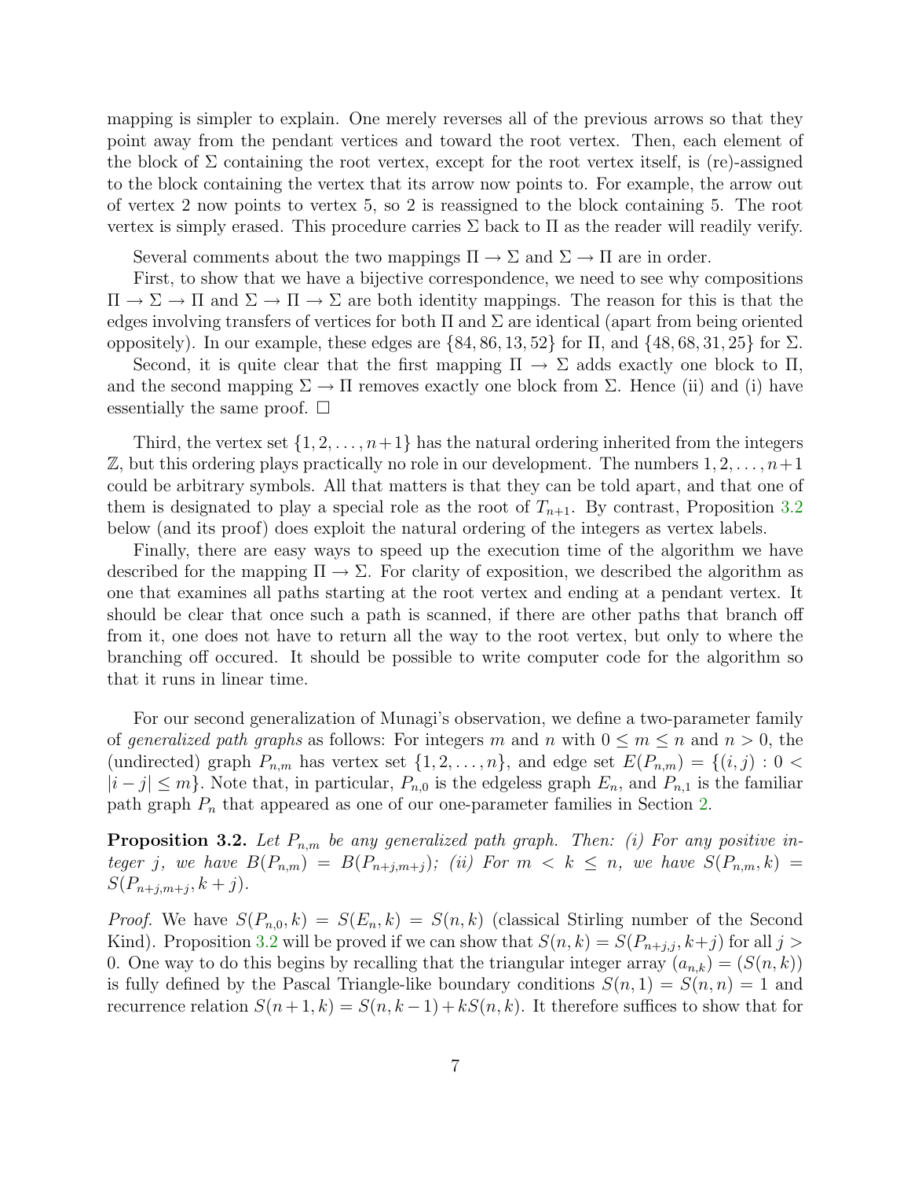mapping is simpler to explain. One merely reverses all of the previous arrows so that they point away from the pendant vertices and toward the root vertex. Then, each element of the block of $\Sigma$ containing the root vertex, except for the root vertex itself, is (re)-assigned to the block containing the vertex that its arrow now points to. For example, the arrow out of vertex 2 now points to vertex 5, so 2 is reassigned to the block containing 5. The root vertex is simply erased. This procedure carries $\Sigma$ back to $\Pi$ as the reader will readily verify.

Several comments about the two mappings $\Pi \to \Sigma$ and $\Sigma \to \Pi$ are in order.

First, to show that we have a bijective correspondence, we need to see why compositions $\Pi \to \Sigma \to \Pi$ and $\Sigma \to \Pi \to \Sigma$ are both identity mappings. The reason for this is that the edges involving transfers of vertices for both $\Pi$ and $\Sigma$ are identical (apart from being oriented oppositely). In our example, these edges are $\{84, 86, 13, 52\}$ for $\Pi$, and $\{48, 68, 31, 25\}$ for $\Sigma$.

Second, it is quite clear that the first mapping $\Pi \to \Sigma$ adds exactly one block to $\Pi$, and the second mapping $\Sigma \to \Pi$ removes exactly one block from $\Sigma$. Hence (ii) and (i) have essentially the same proof. $\square$

Third, the vertex set $\{1, 2, \ldots, n+1\}$ has the natural ordering inherited from the integers $\mathbb{Z}$, but this ordering plays practically no role in our development. The numbers $1, 2, \ldots, n+1$ could be arbitrary symbols. All that matters is that they can be told apart, and that one of them is designated to play a special role as the root of $T_{n+1}$. By contrast, Proposition 3.2 below (and its proof) does exploit the natural ordering of the integers as vertex labels.

Finally, there are easy ways to speed up the execution time of the algorithm we have described for the mapping $\Pi \to \Sigma$. For clarity of exposition, we described the algorithm as one that examines all paths starting at the root vertex and ending at a pendant vertex. It should be clear that once such a path is scanned, if there are other paths that branch off from it, one does not have to return all the way to the root vertex, but only to where the branching off occured. It should be possible to write computer code for the algorithm so that it runs in linear time.

For our second generalization of Munagi's observation, we define a two-parameter family of *generalized path graphs* as follows: For integers $m$ and $n$ with $0 \leq m \leq n$ and $n > 0$, the (undirected) graph $P_{n,m}$ has vertex set $\{1, 2, \ldots, n\}$, and edge set $E(P_{n,m}) = \{(i, j) : 0 < |i - j| \leq m\}$. Note that, in particular, $P_{n,0}$ is the edgeless graph $E_n$, and $P_{n,1}$ is the familiar path graph $P_n$ that appeared as one of our one-parameter families in Section 2.

**Proposition 3.2.** *Let $P_{n,m}$ be any generalized path graph. Then: (i) For any positive integer $j$, we have $B(P_{n,m}) = B(P_{n+j,m+j})$; (ii) For $m < k \leq n$, we have $S(P_{n,m}, k) = S(P_{n+j,m+j}, k + j)$.*

*Proof.* We have $S(P_{n,0}, k) = S(E_n, k) = S(n, k)$ (classical Stirling number of the Second Kind). Proposition 3.2 will be proved if we can show that $S(n, k) = S(P_{n+j,j}, k+j)$ for all $j > 0$. One way to do this begins by recalling that the triangular integer array $(a_{n,k}) = (S(n, k))$ is fully defined by the Pascal Triangle-like boundary conditions $S(n, 1) = S(n, n) = 1$ and recurrence relation $S(n+1, k) = S(n, k-1) + kS(n, k)$. It therefore suffices to show that for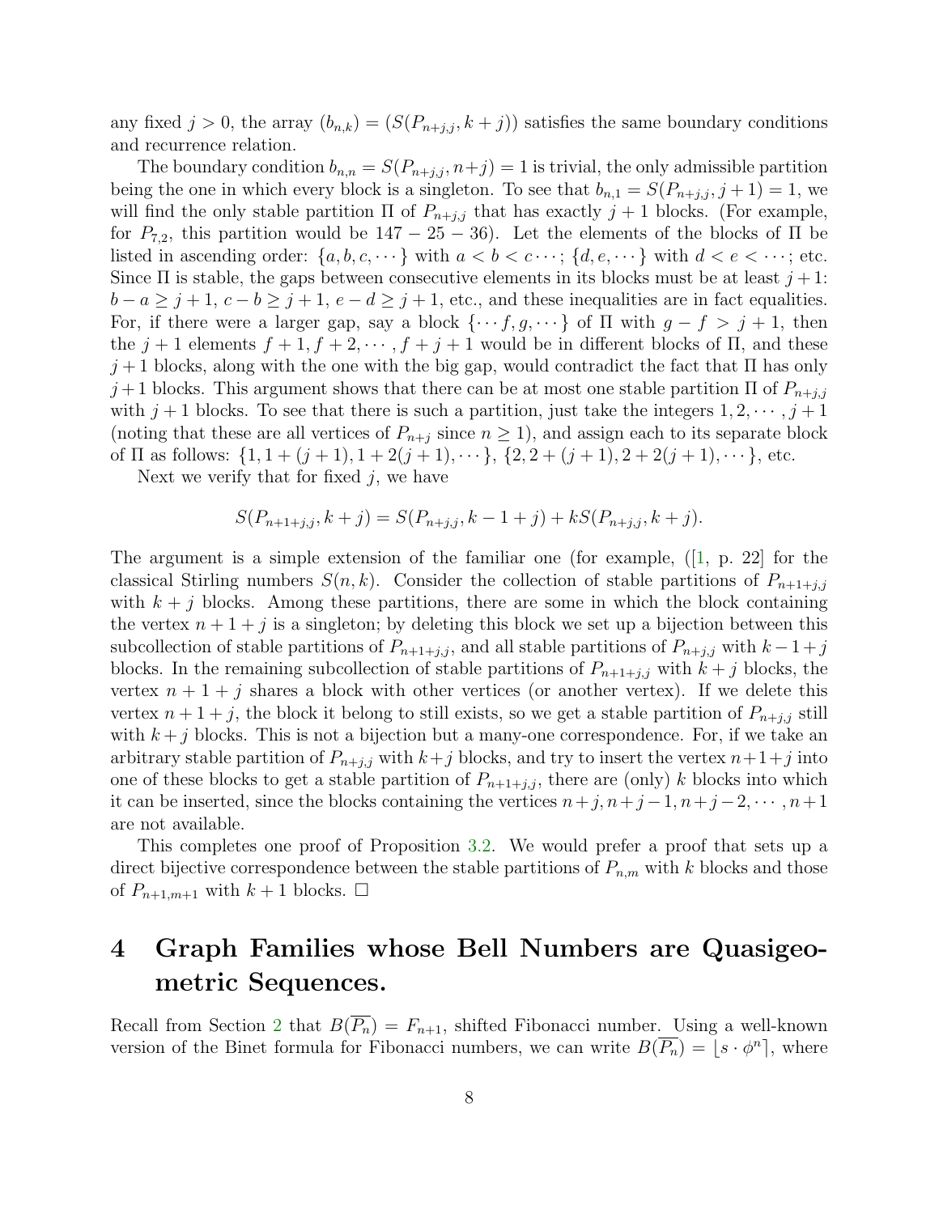any fixed $j > 0$, the array $(b_{n,k}) = (S(P_{n+j,j}, k+j))$ satisfies the same boundary conditions and recurrence relation.

The boundary condition $b_{n,n} = S(P_{n+j,j}, n+j) = 1$ is trivial, the only admissible partition being the one in which every block is a singleton. To see that $b_{n,1} = S(P_{n+j,j}, j+1) = 1$, we will find the only stable partition $\Pi$ of $P_{n+j,j}$ that has exactly $j+1$ blocks. (For example, for $P_{7,2}$, this partition would be $147 - 25 - 36$). Let the elements of the blocks of $\Pi$ be listed in ascending order: $\{a, b, c, \cdots\}$ with $a < b < c \cdots$; $\{d, e, \cdots\}$ with $d < e < \cdots$; etc. Since $\Pi$ is stable, the gaps between consecutive elements in its blocks must be at least $j+1$: $b - a \geq j+1$, $c - b \geq j+1$, $e - d \geq j+1$, etc., and these inequalities are in fact equalities. For, if there were a larger gap, say a block $\{\cdots f, g, \cdots\}$ of $\Pi$ with $g - f > j+1$, then the $j+1$ elements $f+1, f+2, \cdots, f+j+1$ would be in different blocks of $\Pi$, and these $j+1$ blocks, along with the one with the big gap, would contradict the fact that $\Pi$ has only $j+1$ blocks. This argument shows that there can be at most one stable partition $\Pi$ of $P_{n+j,j}$ with $j+1$ blocks. To see that there is such a partition, just take the integers $1, 2, \cdots, j+1$ (noting that these are all vertices of $P_{n+j}$ since $n \geq 1$), and assign each to its separate block of $\Pi$ as follows: $\{1, 1+(j+1), 1+2(j+1), \cdots\}$, $\{2, 2+(j+1), 2+2(j+1), \cdots\}$, etc.

Next we verify that for fixed $j$, we have

$$S(P_{n+1+j,j}, k+j) = S(P_{n+j,j}, k-1+j) + kS(P_{n+j,j}, k+j).$$

The argument is a simple extension of the familiar one (for example, ([1, p. 22] for the classical Stirling numbers $S(n,k)$. Consider the collection of stable partitions of $P_{n+1+j,j}$ with $k+j$ blocks. Among these partitions, there are some in which the block containing the vertex $n+1+j$ is a singleton; by deleting this block we set up a bijection between this subcollection of stable partitions of $P_{n+1+j,j}$, and all stable partitions of $P_{n+j,j}$ with $k-1+j$ blocks. In the remaining subcollection of stable partitions of $P_{n+1+j,j}$ with $k+j$ blocks, the vertex $n+1+j$ shares a block with other vertices (or another vertex). If we delete this vertex $n+1+j$, the block it belong to still exists, so we get a stable partition of $P_{n+j,j}$ still with $k+j$ blocks. This is not a bijection but a many-one correspondence. For, if we take an arbitrary stable partition of $P_{n+j,j}$ with $k+j$ blocks, and try to insert the vertex $n+1+j$ into one of these blocks to get a stable partition of $P_{n+1+j,j}$, there are (only) $k$ blocks into which it can be inserted, since the blocks containing the vertices $n+j, n+j-1, n+j-2, \cdots, n+1$ are not available.

This completes one proof of Proposition 3.2. We would prefer a proof that sets up a direct bijective correspondence between the stable partitions of $P_{n,m}$ with $k$ blocks and those of $P_{n+1,m+1}$ with $k+1$ blocks. $\square$

# 4 Graph Families whose Bell Numbers are Quasigeometric Sequences.

Recall from Section 2 that $B(\overline{P_n}) = F_{n+1}$, shifted Fibonacci number. Using a well-known version of the Binet formula for Fibonacci numbers, we can write $B(\overline{P_n}) = \lfloor s \cdot \phi^n \rceil$, where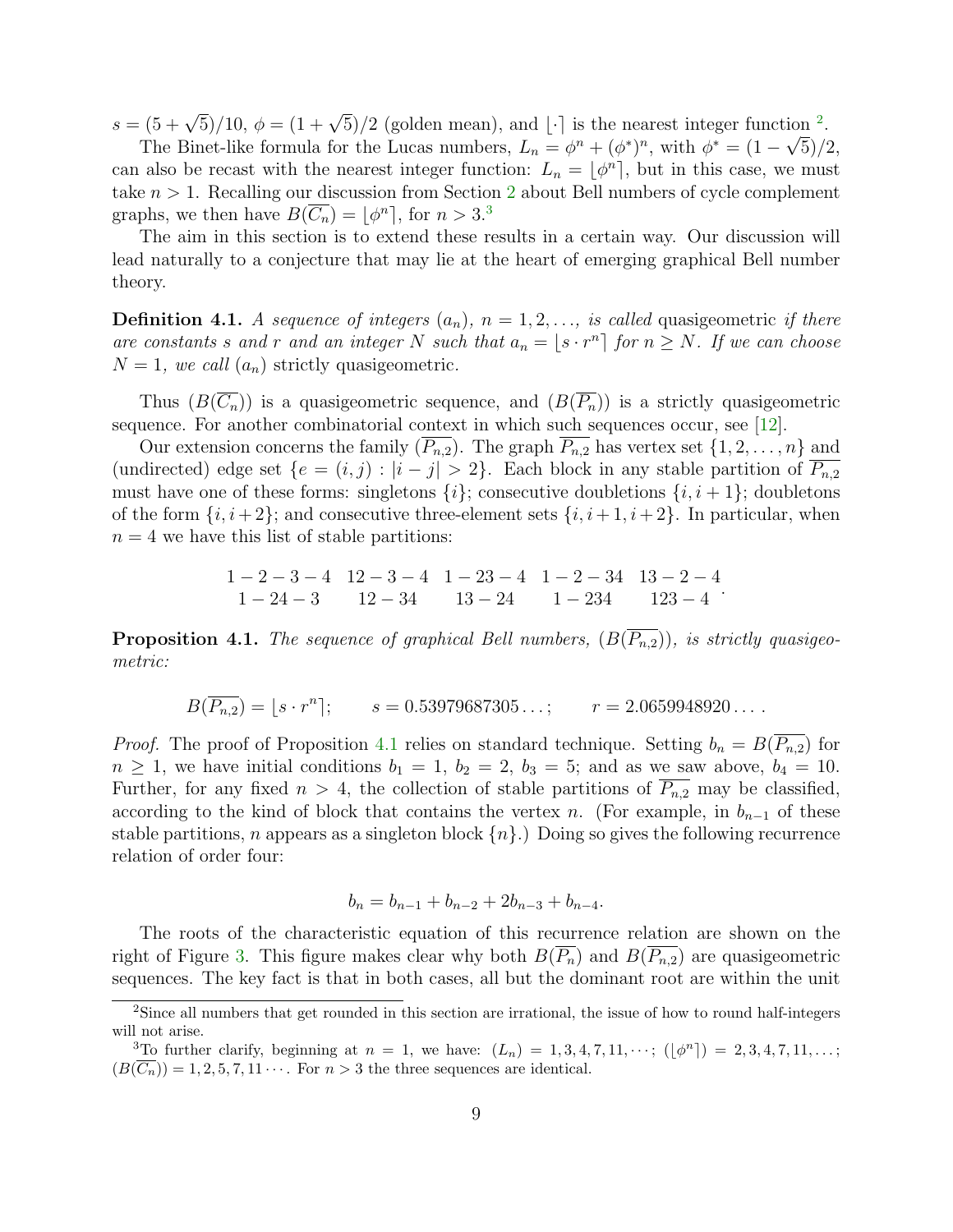$s = (5+\sqrt{5})/10$, $\phi = (1+\sqrt{5})/2$ (golden mean), and $\lfloor\cdot\rceil$ is the nearest integer function [2].

The Binet-like formula for the Lucas numbers, $L_n = \phi^n + (\phi^*)^n$, with $\phi^* = (1-\sqrt{5})/2$, can also be recast with the nearest integer function: $L_n = \lfloor \phi^n \rceil$, but in this case, we must take $n > 1$. Recalling our discussion from Section 2 about Bell numbers of cycle complement graphs, we then have $B(\overline{C_n}) = \lfloor \phi^n \rceil$, for $n > 3$.[3]

The aim in this section is to extend these results in a certain way. Our discussion will lead naturally to a conjecture that may lie at the heart of emerging graphical Bell number theory.

**Definition 4.1.** *A sequence of integers $(a_n)$, $n = 1, 2, \ldots$, is called* quasigeometric *if there are constants $s$ and $r$ and an integer $N$ such that $a_n = \lfloor s \cdot r^n \rceil$ for $n \geq N$. If we can choose $N = 1$, we call $(a_n)$* strictly quasigeometric.

Thus $(B(\overline{C_n}))$ is a quasigeometric sequence, and $(B(\overline{P_n}))$ is a strictly quasigeometric sequence. For another combinatorial context in which such sequences occur, see [12].

Our extension concerns the family $(\overline{P_{n,2}})$. The graph $\overline{P_{n,2}}$ has vertex set $\{1, 2, \ldots, n\}$ and (undirected) edge set $\{e = (i,j) : |i - j| > 2\}$. Each block in any stable partition of $\overline{P_{n,2}}$ must have one of these forms: singletons $\{i\}$; consecutive doubletons $\{i, i+1\}$; doubletons of the form $\{i, i+2\}$; and consecutive three-element sets $\{i, i+1, i+2\}$. In particular, when $n = 4$ we have this list of stable partitions:

$$\begin{array}{ccccc} 1-2-3-4 & 12-3-4 & 1-23-4 & 1-2-34 & 13-2-4 \\ 1-24-3 & 12-34 & 13-24 & 1-234 & 123-4 \end{array}.$$

**Proposition 4.1.** *The sequence of graphical Bell numbers, $(B(\overline{P_{n,2}}))$, is strictly quasigeometric:*

$$B(\overline{P_{n,2}}) = \lfloor s \cdot r^n \rceil; \qquad s = 0.53979687305\ldots; \qquad r = 2.0659948920\ldots.$$

*Proof.* The proof of Proposition 4.1 relies on standard technique. Setting $b_n = B(\overline{P_{n,2}})$ for $n \geq 1$, we have initial conditions $b_1 = 1$, $b_2 = 2$, $b_3 = 5$; and as we saw above, $b_4 = 10$. Further, for any fixed $n > 4$, the collection of stable partitions of $\overline{P_{n,2}}$ may be classified, according to the kind of block that contains the vertex $n$. (For example, in $b_{n-1}$ of these stable partitions, $n$ appears as a singleton block $\{n\}$.) Doing so gives the following recurrence relation of order four:

$$b_n = b_{n-1} + b_{n-2} + 2b_{n-3} + b_{n-4}.$$

The roots of the characteristic equation of this recurrence relation are shown on the right of Figure 3. This figure makes clear why both $B(\overline{P_n})$ and $B(\overline{P_{n,2}})$ are quasigeometric sequences. The key fact is that in both cases, all but the dominant root are within the unit

[2] Since all numbers that get rounded in this section are irrational, the issue of how to round half-integers will not arise.

[3] To further clarify, beginning at $n = 1$, we have: $(L_n) = 1, 3, 4, 7, 11, \cdots$; $(\lfloor \phi^n \rceil) = 2, 3, 4, 7, 11, \ldots$; $(B(\overline{C_n})) = 1, 2, 5, 7, 11 \cdots$. For $n > 3$ the three sequences are identical.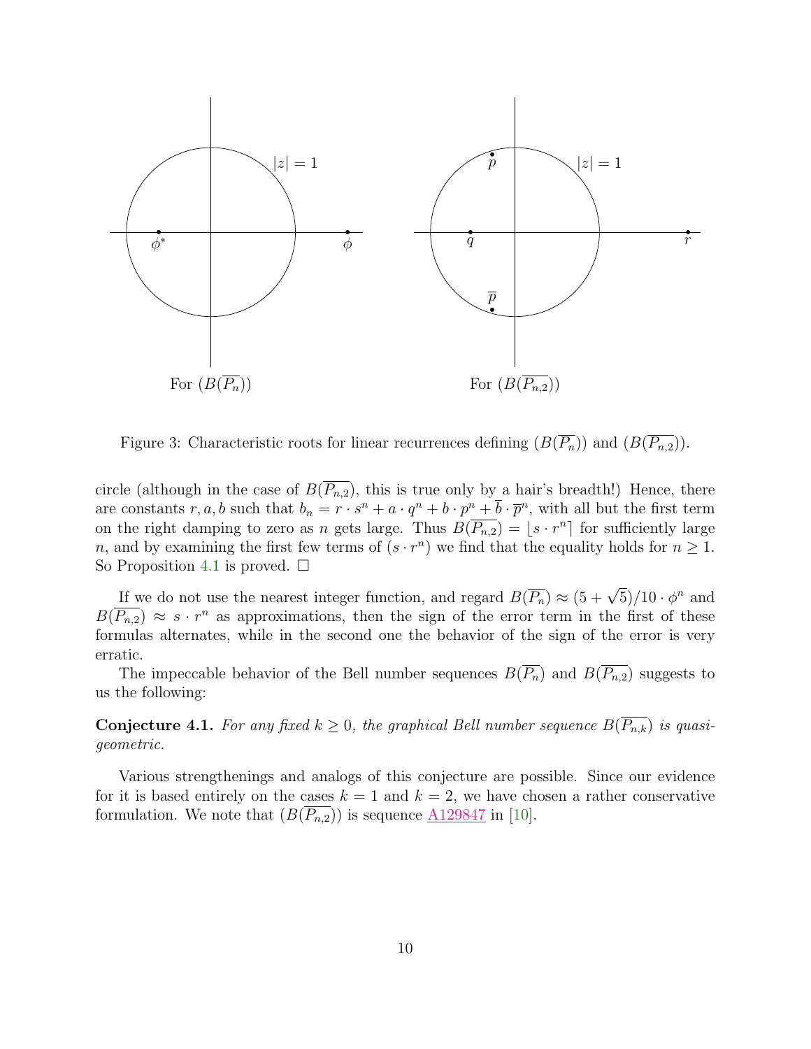Figure 3: Characteristic roots for linear recurrences defining $(B(\overline{P_n}))$ and $(B(\overline{P_{n,2}}))$.

circle (although in the case of $B(\overline{P_{n,2}})$, this is true only by a hair's breadth!) Hence, there are constants $r, a, b$ such that $b_n = r \cdot s^n + a \cdot q^n + b \cdot p^n + \overline{b} \cdot \overline{p}^n$, with all but the first term on the right damping to zero as $n$ gets large. Thus $B(\overline{P_{n,2}}) = \lfloor s \cdot r^n \rceil$ for sufficiently large $n$, and by examining the first few terms of $(s \cdot r^n)$ we find that the equality holds for $n \geq 1$. So Proposition 4.1 is proved. □

If we do not use the nearest integer function, and regard $B(\overline{P_n}) \approx (5 + \sqrt{5})/10 \cdot \phi^n$ and $B(\overline{P_{n,2}}) \approx s \cdot r^n$ as approximations, then the sign of the error term in the first of these formulas alternates, while in the second one the behavior of the sign of the error is very erratic.

The impeccable behavior of the Bell number sequences $B(\overline{P_n})$ and $B(\overline{P_{n,2}})$ suggests to us the following:

**Conjecture 4.1.** *For any fixed $k \geq 0$, the graphical Bell number sequence $B(\overline{P_{n,k}})$ is quasi-geometric.*

Various strengthenings and analogs of this conjecture are possible. Since our evidence for it is based entirely on the cases $k = 1$ and $k = 2$, we have chosen a rather conservative formulation. We note that $(B(\overline{P_{n,2}}))$ is sequence A129847 in [10].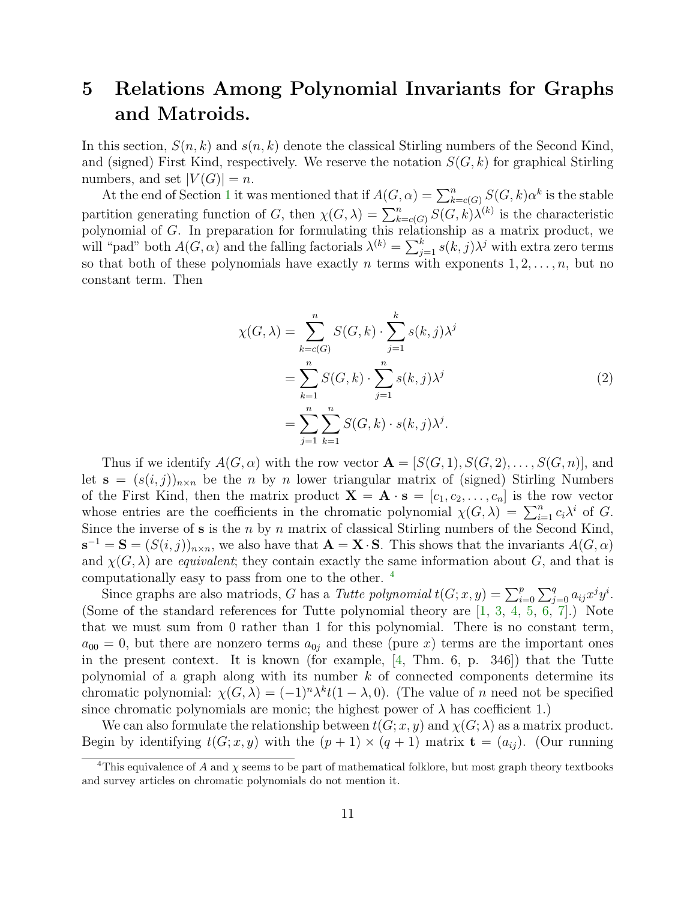# 5 Relations Among Polynomial Invariants for Graphs and Matroids.

In this section, $S(n,k)$ and $s(n,k)$ denote the classical Stirling numbers of the Second Kind, and (signed) First Kind, respectively. We reserve the notation $S(G,k)$ for graphical Stirling numbers, and set $|V(G)| = n$.

At the end of Section 1 it was mentioned that if $A(G,\alpha) = \sum_{k=c(G)}^{n} S(G,k)\alpha^k$ is the stable partition generating function of $G$, then $\chi(G,\lambda) = \sum_{k=c(G)}^{n} S(G,k)\lambda^{(k)}$ is the characteristic polynomial of $G$. In preparation for formulating this relationship as a matrix product, we will "pad" both $A(G,\alpha)$ and the falling factorials $\lambda^{(k)} = \sum_{j=1}^{k} s(k,j)\lambda^j$ with extra zero terms so that both of these polynomials have exactly $n$ terms with exponents $1, 2, \ldots, n$, but no constant term. Then

$$
\begin{aligned}
\chi(G,\lambda) &= \sum_{k=c(G)}^{n} S(G,k) \cdot \sum_{j=1}^{k} s(k,j)\lambda^j \\
&= \sum_{k=1}^{n} S(G,k) \cdot \sum_{j=1}^{n} s(k,j)\lambda^j \\
&= \sum_{j=1}^{n} \sum_{k=1}^{n} S(G,k) \cdot s(k,j)\lambda^j.
\end{aligned}
\tag{2}
$$

Thus if we identify $A(G,\alpha)$ with the row vector $\mathbf{A} = [S(G,1), S(G,2), \ldots, S(G,n)]$, and let $\mathbf{s} = (s(i,j))_{n\times n}$ be the $n$ by $n$ lower triangular matrix of (signed) Stirling Numbers of the First Kind, then the matrix product $\mathbf{X} = \mathbf{A} \cdot \mathbf{s} = [c_1, c_2, \ldots, c_n]$ is the row vector whose entries are the coefficients in the chromatic polynomial $\chi(G,\lambda) = \sum_{i=1}^{n} c_i\lambda^i$ of $G$. Since the inverse of $\mathbf{s}$ is the $n$ by $n$ matrix of classical Stirling numbers of the Second Kind, $\mathbf{s}^{-1} = \mathbf{S} = (S(i,j))_{n\times n}$, we also have that $\mathbf{A} = \mathbf{X} \cdot \mathbf{S}$. This shows that the invariants $A(G,\alpha)$ and $\chi(G,\lambda)$ are *equivalent*; they contain exactly the same information about $G$, and that is computationally easy to pass from one to the other. [4]

Since graphs are also matriods, $G$ has a *Tutte polynomial* $t(G;x,y) = \sum_{i=0}^{p}\sum_{j=0}^{q} a_{ij}x^j y^i$. (Some of the standard references for Tutte polynomial theory are [1, 3, 4, 5, 6, 7].) Note that we must sum from 0 rather than 1 for this polynomial. There is no constant term, $a_{00} = 0$, but there are nonzero terms $a_{0j}$ and these (pure $x$) terms are the important ones in the present context. It is known (for example, [4, Thm. 6, p. 346]) that the Tutte polynomial of a graph along with its number $k$ of connected components determine its chromatic polynomial: $\chi(G,\lambda) = (-1)^n\lambda^k t(1-\lambda, 0)$. (The value of $n$ need not be specified since chromatic polynomials are monic; the highest power of $\lambda$ has coefficient 1.)

We can also formulate the relationship between $t(G;x,y)$ and $\chi(G;\lambda)$ as a matrix product. Begin by identifying $t(G;x,y)$ with the $(p+1)\times(q+1)$ matrix $\mathbf{t} = (a_{ij})$. (Our running

[4] This equivalence of $A$ and $\chi$ seems to be part of mathematical folklore, but most graph theory textbooks and survey articles on chromatic polynomials do not mention it.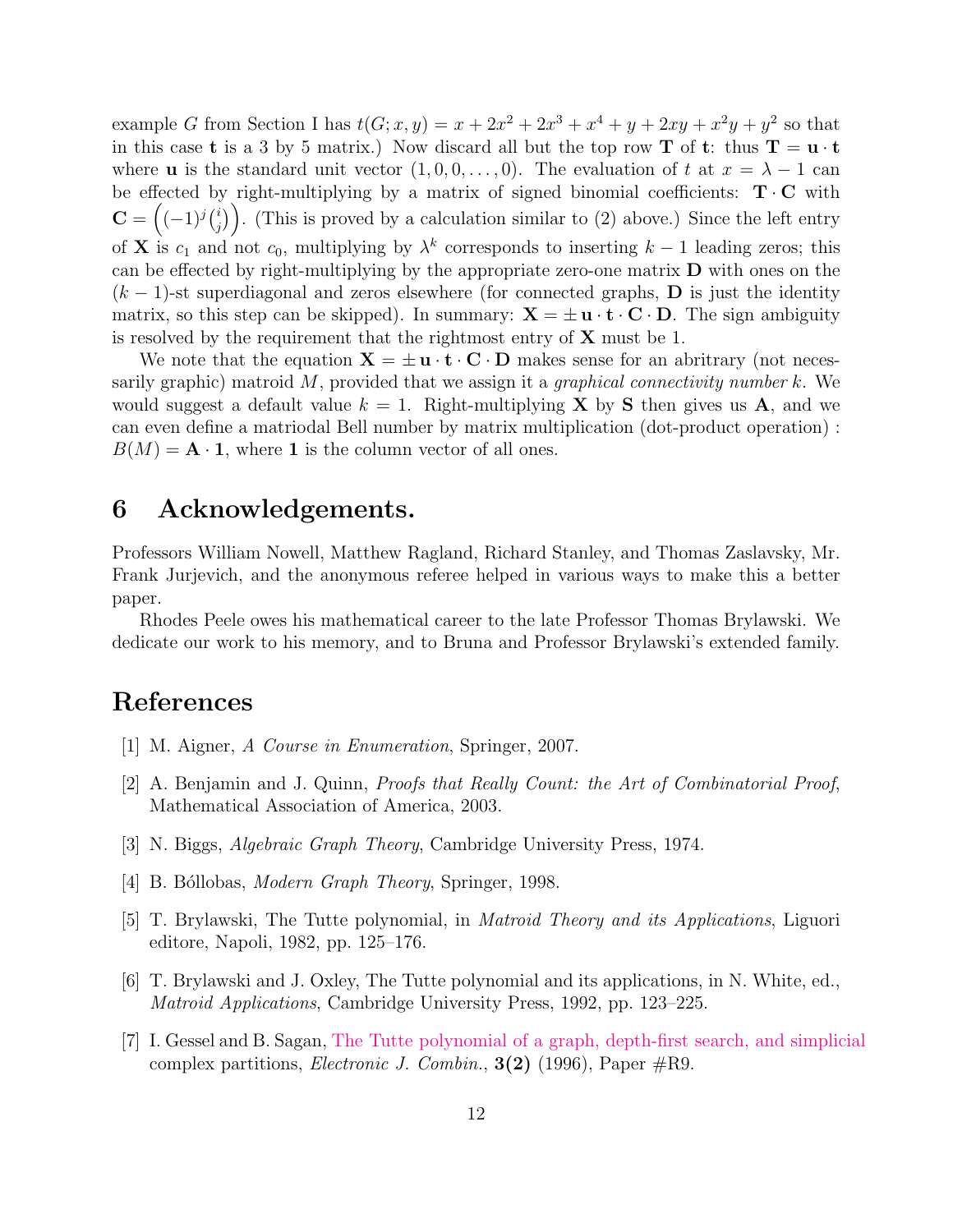example $G$ from Section I has $t(G; x, y) = x + 2x^2 + 2x^3 + x^4 + y + 2xy + x^2y + y^2$ so that in this case $\mathbf{t}$ is a 3 by 5 matrix.) Now discard all but the top row $\mathbf{T}$ of $\mathbf{t}$: thus $\mathbf{T} = \mathbf{u} \cdot \mathbf{t}$ where $\mathbf{u}$ is the standard unit vector $(1, 0, 0, \ldots, 0)$. The evaluation of $t$ at $x = \lambda - 1$ can be effected by right-multiplying by a matrix of signed binomial coefficients: $\mathbf{T} \cdot \mathbf{C}$ with $\mathbf{C} = \left((-1)^j \binom{i}{j}\right)$. (This is proved by a calculation similar to (2) above.) Since the left entry of $\mathbf{X}$ is $c_1$ and not $c_0$, multiplying by $\lambda^k$ corresponds to inserting $k - 1$ leading zeros; this can be effected by right-multiplying by the appropriate zero-one matrix $\mathbf{D}$ with ones on the $(k - 1)$-st superdiagonal and zeros elsewhere (for connected graphs, $\mathbf{D}$ is just the identity matrix, so this step can be skipped). In summary: $\mathbf{X} = \pm\, \mathbf{u} \cdot \mathbf{t} \cdot \mathbf{C} \cdot \mathbf{D}$. The sign ambiguity is resolved by the requirement that the rightmost entry of $\mathbf{X}$ must be 1.

We note that the equation $\mathbf{X} = \pm\, \mathbf{u} \cdot \mathbf{t} \cdot \mathbf{C} \cdot \mathbf{D}$ makes sense for an abritrary (not necessarily graphic) matroid $M$, provided that we assign it a *graphical connectivity number* $k$. We would suggest a default value $k = 1$. Right-multiplying $\mathbf{X}$ by $\mathbf{S}$ then gives us $\mathbf{A}$, and we can even define a matriodal Bell number by matrix multiplication (dot-product operation) : $B(M) = \mathbf{A} \cdot \mathbf{1}$, where $\mathbf{1}$ is the column vector of all ones.

## 6 Acknowledgements.

Professors William Nowell, Matthew Ragland, Richard Stanley, and Thomas Zaslavsky, Mr. Frank Jurjevich, and the anonymous referee helped in various ways to make this a better paper.

Rhodes Peele owes his mathematical career to the late Professor Thomas Brylawski. We dedicate our work to his memory, and to Bruna and Professor Brylawski's extended family.

## References

[1] M. Aigner, *A Course in Enumeration*, Springer, 2007.

[2] A. Benjamin and J. Quinn, *Proofs that Really Count: the Art of Combinatorial Proof*, Mathematical Association of America, 2003.

[3] N. Biggs, *Algebraic Graph Theory*, Cambridge University Press, 1974.

[4] B. Bóllobas, *Modern Graph Theory*, Springer, 1998.

[5] T. Brylawski, The Tutte polynomial, in *Matroid Theory and its Applications*, Liguori editore, Napoli, 1982, pp. 125–176.

[6] T. Brylawski and J. Oxley, The Tutte polynomial and its applications, in N. White, ed., *Matroid Applications*, Cambridge University Press, 1992, pp. 123–225.

[7] I. Gessel and B. Sagan, The Tutte polynomial of a graph, depth-first search, and simplicial complex partitions, *Electronic J. Combin.*, **3(2)** (1996), Paper #R9.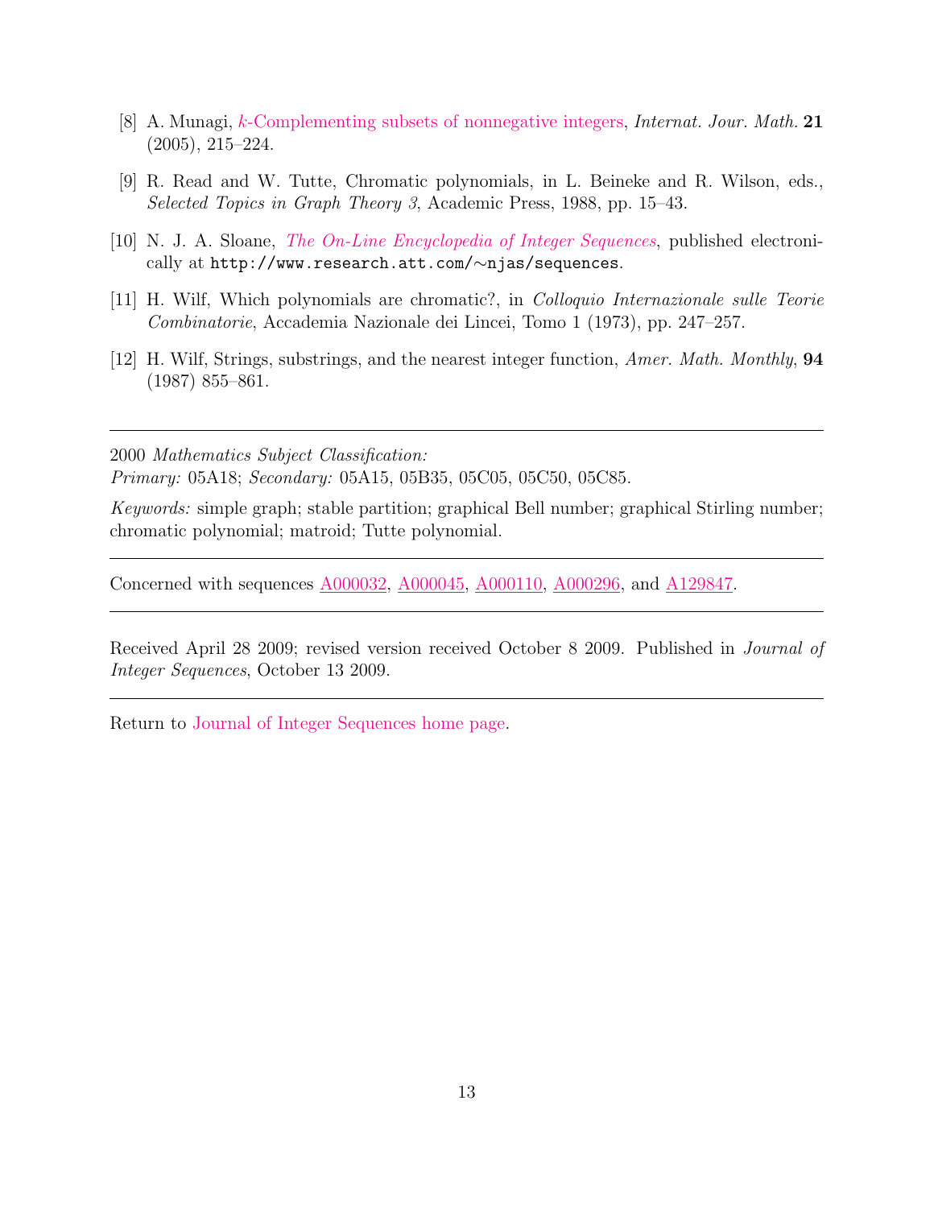[8] A. Munagi, $k$-Complementing subsets of nonnegative integers, *Internat. Jour. Math.* **21** (2005), 215–224.

[9] R. Read and W. Tutte, Chromatic polynomials, in L. Beineke and R. Wilson, eds., *Selected Topics in Graph Theory 3*, Academic Press, 1988, pp. 15–43.

[10] N. J. A. Sloane, *The On-Line Encyclopedia of Integer Sequences*, published electronically at `http://www.research.att.com/∼njas/sequences`.

[11] H. Wilf, Which polynomials are chromatic?, in *Colloquio Internazionale sulle Teorie Combinatorie*, Accademia Nazionale dei Lincei, Tomo 1 (1973), pp. 247–257.

[12] H. Wilf, Strings, substrings, and the nearest integer function, *Amer. Math. Monthly*, **94** (1987) 855–861.

---

2000 *Mathematics Subject Classification:*
*Primary:* 05A18; *Secondary:* 05A15, 05B35, 05C05, 05C50, 05C85.

*Keywords:* simple graph; stable partition; graphical Bell number; graphical Stirling number; chromatic polynomial; matroid; Tutte polynomial.

---

Concerned with sequences A000032, A000045, A000110, A000296, and A129847.

---

Received April 28 2009; revised version received October 8 2009. Published in *Journal of Integer Sequences*, October 13 2009.

---

Return to Journal of Integer Sequences home page.